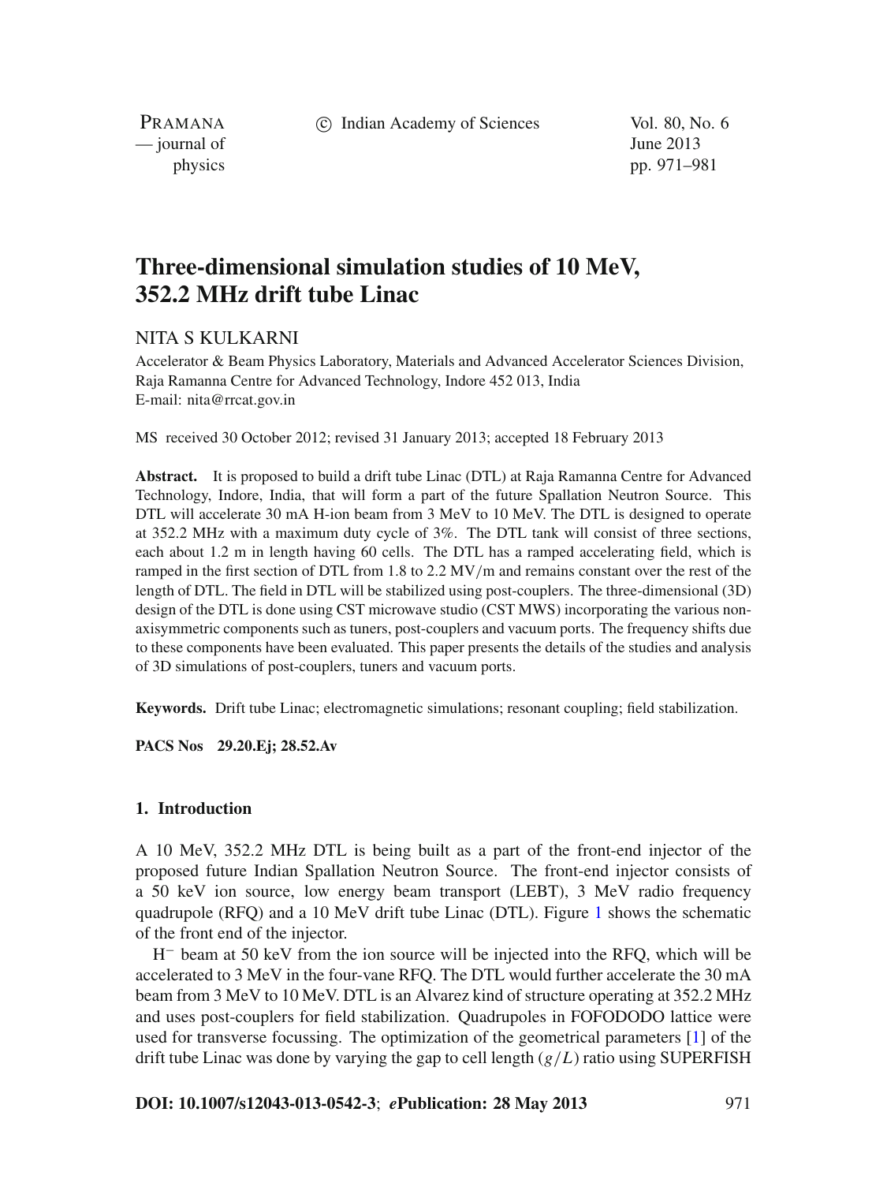# Three-dimensional simulation studies of 10 MeV, 352.2 MHz drift tube Linac

NITA S KULKARNI

Accelerator & Beam Physics Laboratory, Materials and Advanced Accelerator Sciences Division, Raja Ramanna Centre for Advanced Technology, Indore 452 013, India
E-mail: nita@rrcat.gov.in

MS received 30 October 2012; revised 31 January 2013; accepted 18 February 2013

**Abstract.** It is proposed to build a drift tube Linac (DTL) at Raja Ramanna Centre for Advanced Technology, Indore, India, that will form a part of the future Spallation Neutron Source. This DTL will accelerate 30 mA H-ion beam from 3 MeV to 10 MeV. The DTL is designed to operate at 352.2 MHz with a maximum duty cycle of 3%. The DTL tank will consist of three sections, each about 1.2 m in length having 60 cells. The DTL has a ramped accelerating field, which is ramped in the first section of DTL from 1.8 to 2.2 MV/m and remains constant over the rest of the length of DTL. The field in DTL will be stabilized using post-couplers. The three-dimensional (3D) design of the DTL is done using CST microwave studio (CST MWS) incorporating the various non-axisymmetric components such as tuners, post-couplers and vacuum ports. The frequency shifts due to these components have been evaluated. This paper presents the details of the studies and analysis of 3D simulations of post-couplers, tuners and vacuum ports.

**Keywords.** Drift tube Linac; electromagnetic simulations; resonant coupling; field stabilization.

**PACS Nos** 29.20.Ej; 28.52.Av

## 1. Introduction

A 10 MeV, 352.2 MHz DTL is being built as a part of the front-end injector of the proposed future Indian Spallation Neutron Source. The front-end injector consists of a 50 keV ion source, low energy beam transport (LEBT), 3 MeV radio frequency quadrupole (RFQ) and a 10 MeV drift tube Linac (DTL). Figure 1 shows the schematic of the front end of the injector.

$H^-$ beam at 50 keV from the ion source will be injected into the RFQ, which will be accelerated to 3 MeV in the four-vane RFQ. The DTL would further accelerate the 30 mA beam from 3 MeV to 10 MeV. DTL is an Alvarez kind of structure operating at 352.2 MHz and uses post-couplers for field stabilization. Quadrupoles in FOFODODO lattice were used for transverse focussing. The optimization of the geometrical parameters [1] of the drift tube Linac was done by varying the gap to cell length ($g/L$) ratio using SUPERFISH

**DOI: 10.1007/s12043-013-0542-3**; ***e*Publication: 28 May 2013**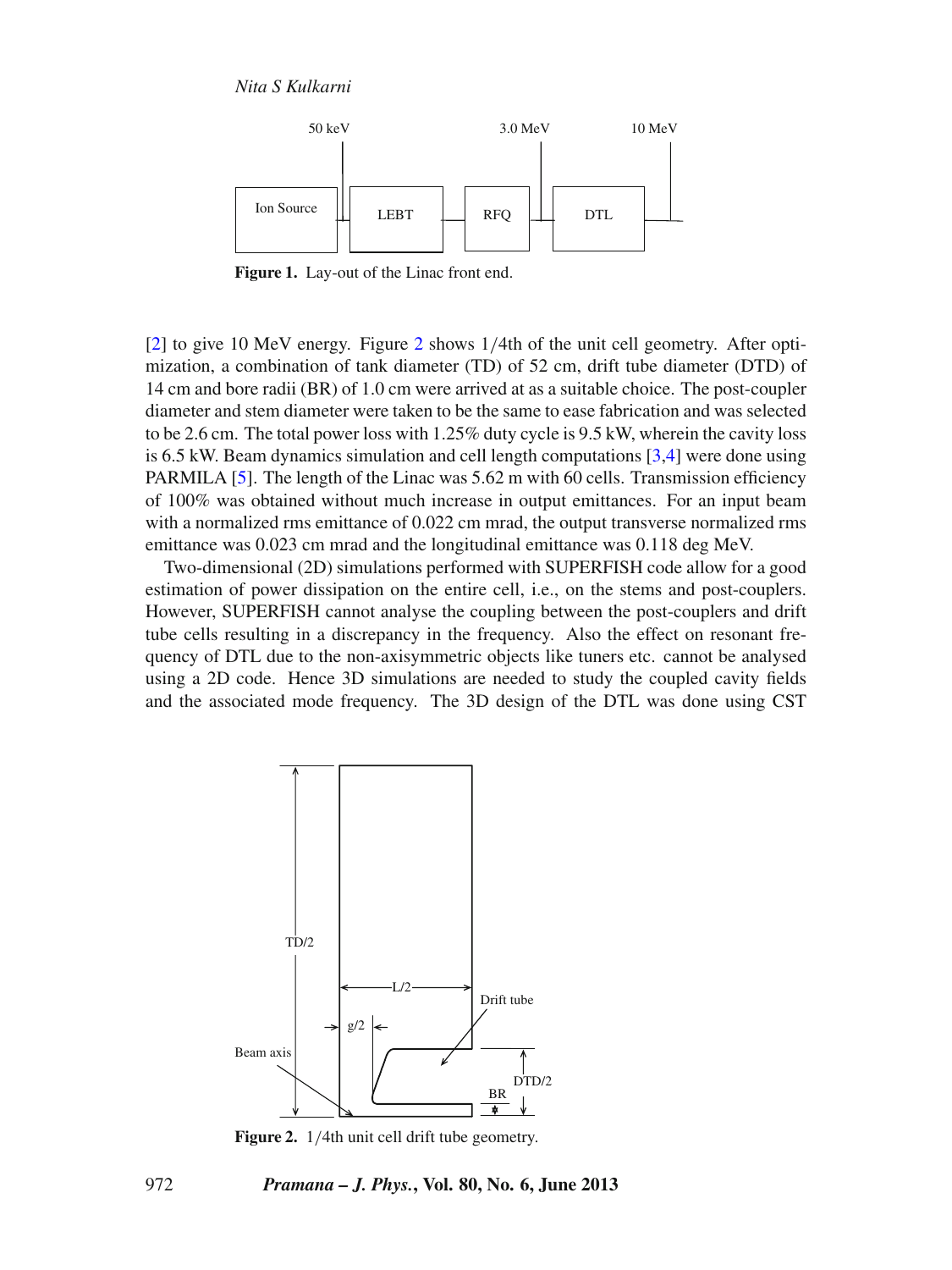Figure 1. Lay-out of the Linac front end.

[2] to give 10 MeV energy. Figure 2 shows 1/4th of the unit cell geometry. After optimization, a combination of tank diameter (TD) of 52 cm, drift tube diameter (DTD) of 14 cm and bore radii (BR) of 1.0 cm were arrived at as a suitable choice. The post-coupler diameter and stem diameter were taken to be the same to ease fabrication and was selected to be 2.6 cm. The total power loss with 1.25% duty cycle is 9.5 kW, wherein the cavity loss is 6.5 kW. Beam dynamics simulation and cell length computations [3,4] were done using PARMILA [5]. The length of the Linac was 5.62 m with 60 cells. Transmission efficiency of 100% was obtained without much increase in output emittances. For an input beam with a normalized rms emittance of 0.022 cm mrad, the output transverse normalized rms emittance was 0.023 cm mrad and the longitudinal emittance was 0.118 deg MeV.

Two-dimensional (2D) simulations performed with SUPERFISH code allow for a good estimation of power dissipation on the entire cell, i.e., on the stems and post-couplers. However, SUPERFISH cannot analyse the coupling between the post-couplers and drift tube cells resulting in a discrepancy in the frequency. Also the effect on resonant frequency of DTL due to the non-axisymmetric objects like tuners etc. cannot be analysed using a 2D code. Hence 3D simulations are needed to study the coupled cavity fields and the associated mode frequency. The 3D design of the DTL was done using CST

Figure 2. 1/4th unit cell drift tube geometry.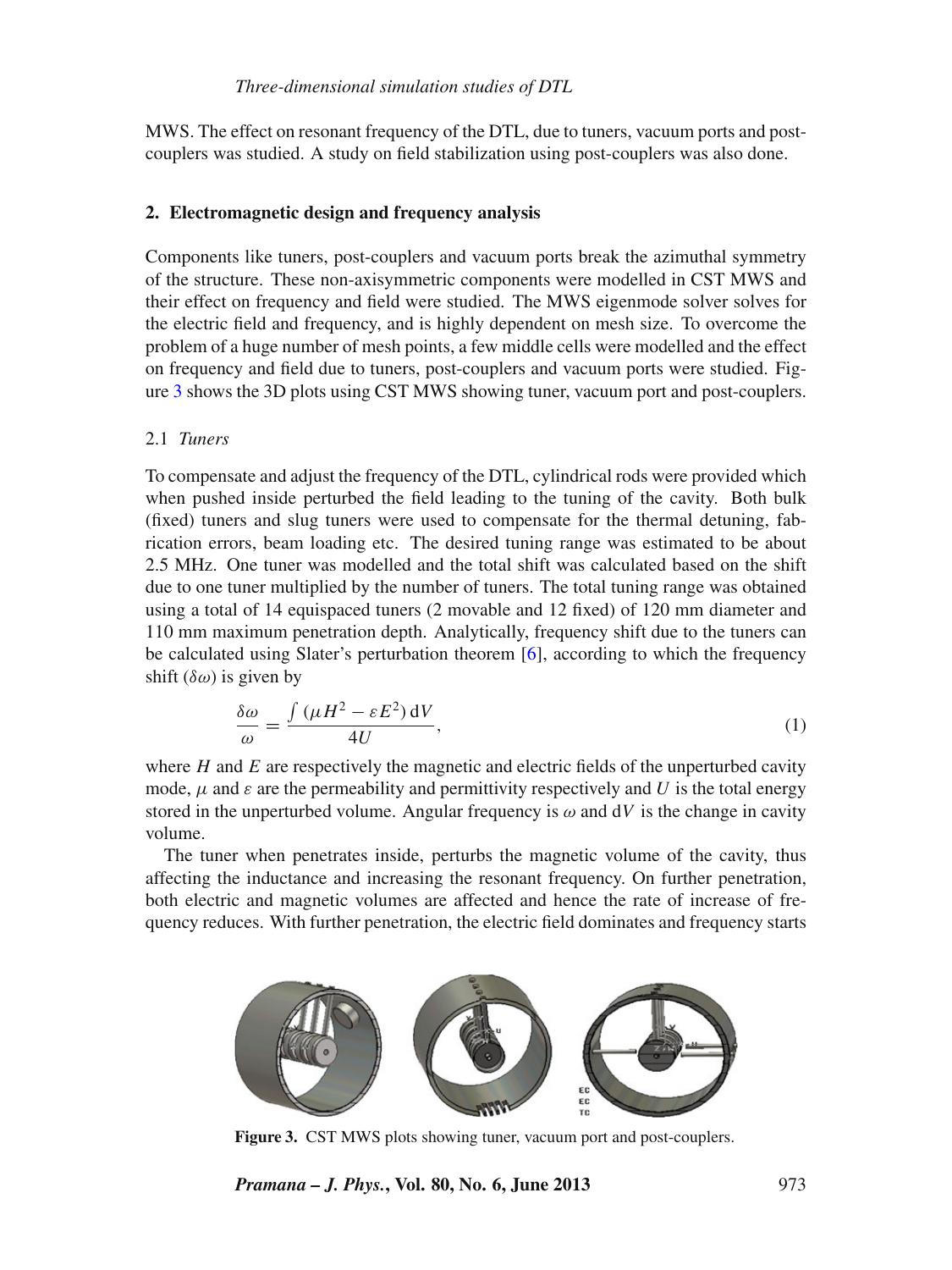MWS. The effect on resonant frequency of the DTL, due to tuners, vacuum ports and post-couplers was studied. A study on field stabilization using post-couplers was also done.

## 2. Electromagnetic design and frequency analysis

Components like tuners, post-couplers and vacuum ports break the azimuthal symmetry of the structure. These non-axisymmetric components were modelled in CST MWS and their effect on frequency and field were studied. The MWS eigenmode solver solves for the electric field and frequency, and is highly dependent on mesh size. To overcome the problem of a huge number of mesh points, a few middle cells were modelled and the effect on frequency and field due to tuners, post-couplers and vacuum ports were studied. Figure 3 shows the 3D plots using CST MWS showing tuner, vacuum port and post-couplers.

### 2.1 *Tuners*

To compensate and adjust the frequency of the DTL, cylindrical rods were provided which when pushed inside perturbed the field leading to the tuning of the cavity. Both bulk (fixed) tuners and slug tuners were used to compensate for the thermal detuning, fabrication errors, beam loading etc. The desired tuning range was estimated to be about 2.5 MHz. One tuner was modelled and the total shift was calculated based on the shift due to one tuner multiplied by the number of tuners. The total tuning range was obtained using a total of 14 equispaced tuners (2 movable and 12 fixed) of 120 mm diameter and 110 mm maximum penetration depth. Analytically, frequency shift due to the tuners can be calculated using Slater's perturbation theorem [6], according to which the frequency shift ($\delta\omega$) is given by

$$\frac{\delta\omega}{\omega} = \frac{\int (\mu H^2 - \varepsilon E^2)\,\mathrm{d}V}{4U}, \tag{1}$$

where $H$ and $E$ are respectively the magnetic and electric fields of the unperturbed cavity mode, $\mu$ and $\varepsilon$ are the permeability and permittivity respectively and $U$ is the total energy stored in the unperturbed volume. Angular frequency is $\omega$ and $\mathrm{d}V$ is the change in cavity volume.

The tuner when penetrates inside, perturbs the magnetic volume of the cavity, thus affecting the inductance and increasing the resonant frequency. On further penetration, both electric and magnetic volumes are affected and hence the rate of increase of frequency reduces. With further penetration, the electric field dominates and frequency starts

**Figure 3.** CST MWS plots showing tuner, vacuum port and post-couplers.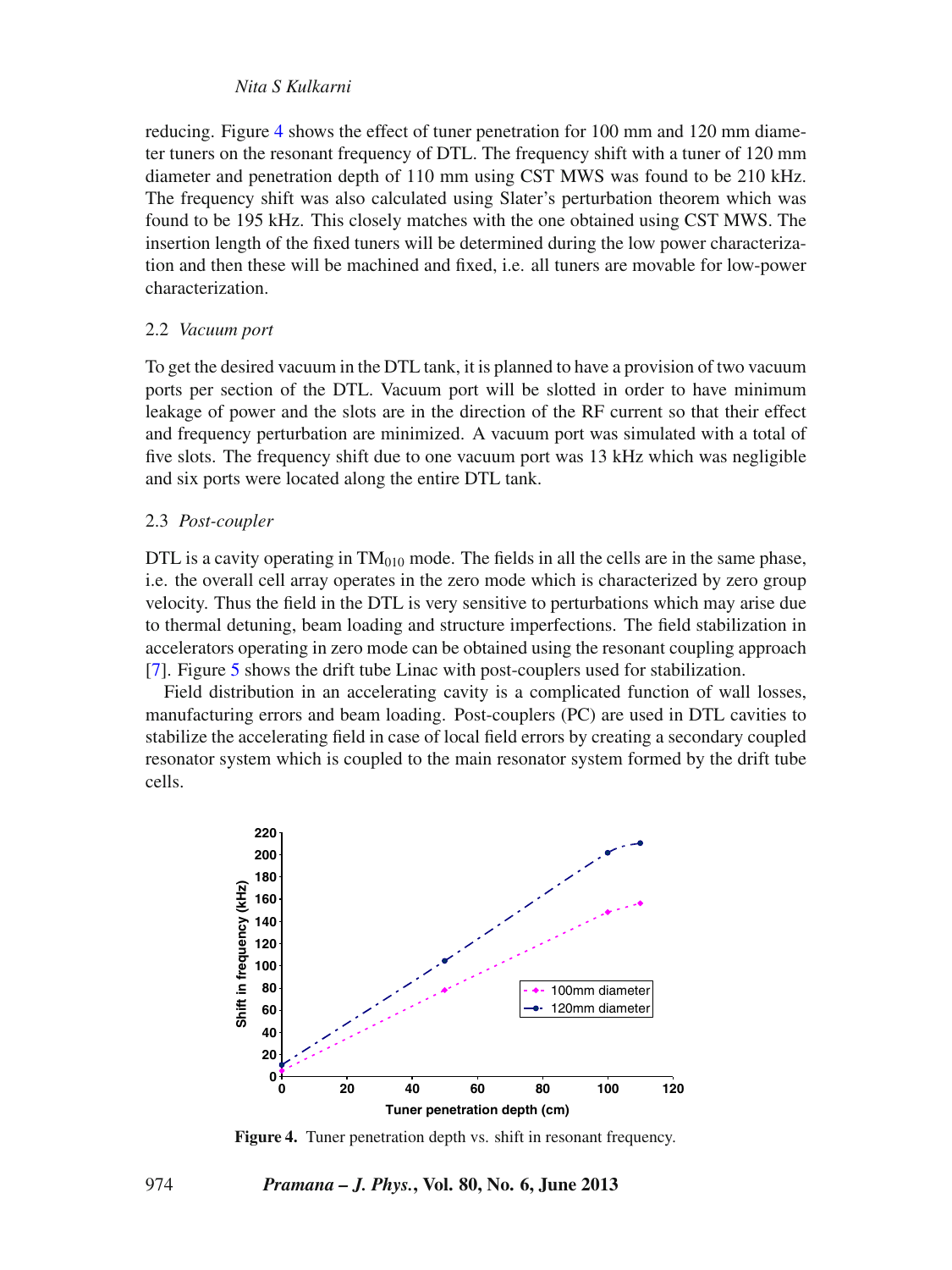reducing. Figure 4 shows the effect of tuner penetration for 100 mm and 120 mm diameter tuners on the resonant frequency of DTL. The frequency shift with a tuner of 120 mm diameter and penetration depth of 110 mm using CST MWS was found to be 210 kHz. The frequency shift was also calculated using Slater's perturbation theorem which was found to be 195 kHz. This closely matches with the one obtained using CST MWS. The insertion length of the fixed tuners will be determined during the low power characterization and then these will be machined and fixed, i.e. all tuners are movable for low-power characterization.

### 2.2 *Vacuum port*

To get the desired vacuum in the DTL tank, it is planned to have a provision of two vacuum ports per section of the DTL. Vacuum port will be slotted in order to have minimum leakage of power and the slots are in the direction of the RF current so that their effect and frequency perturbation are minimized. A vacuum port was simulated with a total of five slots. The frequency shift due to one vacuum port was 13 kHz which was negligible and six ports were located along the entire DTL tank.

### 2.3 *Post-coupler*

DTL is a cavity operating in $TM_{010}$ mode. The fields in all the cells are in the same phase, i.e. the overall cell array operates in the zero mode which is characterized by zero group velocity. Thus the field in the DTL is very sensitive to perturbations which may arise due to thermal detuning, beam loading and structure imperfections. The field stabilization in accelerators operating in zero mode can be obtained using the resonant coupling approach [7]. Figure 5 shows the drift tube Linac with post-couplers used for stabilization.

Field distribution in an accelerating cavity is a complicated function of wall losses, manufacturing errors and beam loading. Post-couplers (PC) are used in DTL cavities to stabilize the accelerating field in case of local field errors by creating a secondary coupled resonator system which is coupled to the main resonator system formed by the drift tube cells.

**Figure 4.** Tuner penetration depth vs. shift in resonant frequency.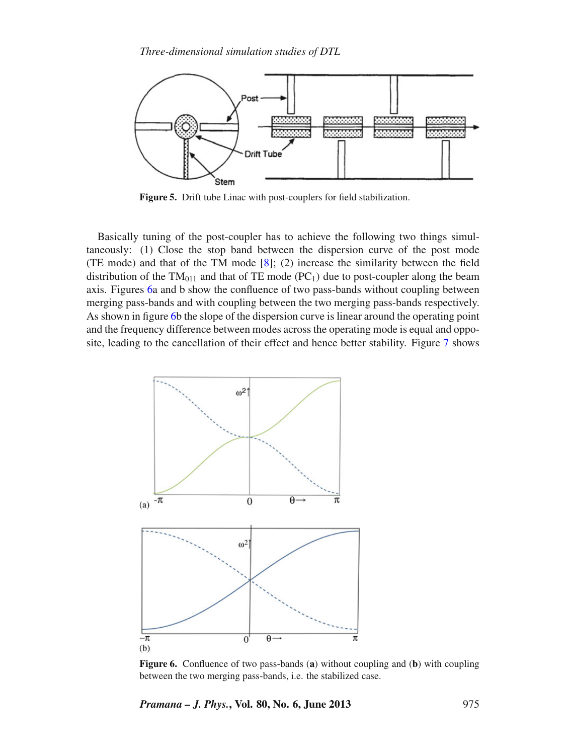Figure 5. Drift tube Linac with post-couplers for field stabilization.

Basically tuning of the post-coupler has to achieve the following two things simultaneously: (1) Close the stop band between the dispersion curve of the post mode (TE mode) and that of the TM mode [8]; (2) increase the similarity between the field distribution of the $TM_{011}$ and that of TE mode ($PC_1$) due to post-coupler along the beam axis. Figures 6a and b show the confluence of two pass-bands without coupling between merging pass-bands and with coupling between the two merging pass-bands respectively. As shown in figure 6b the slope of the dispersion curve is linear around the operating point and the frequency difference between modes across the operating mode is equal and opposite, leading to the cancellation of their effect and hence better stability. Figure 7 shows

Figure 6. Confluence of two pass-bands (**a**) without coupling and (**b**) with coupling between the two merging pass-bands, i.e. the stabilized case.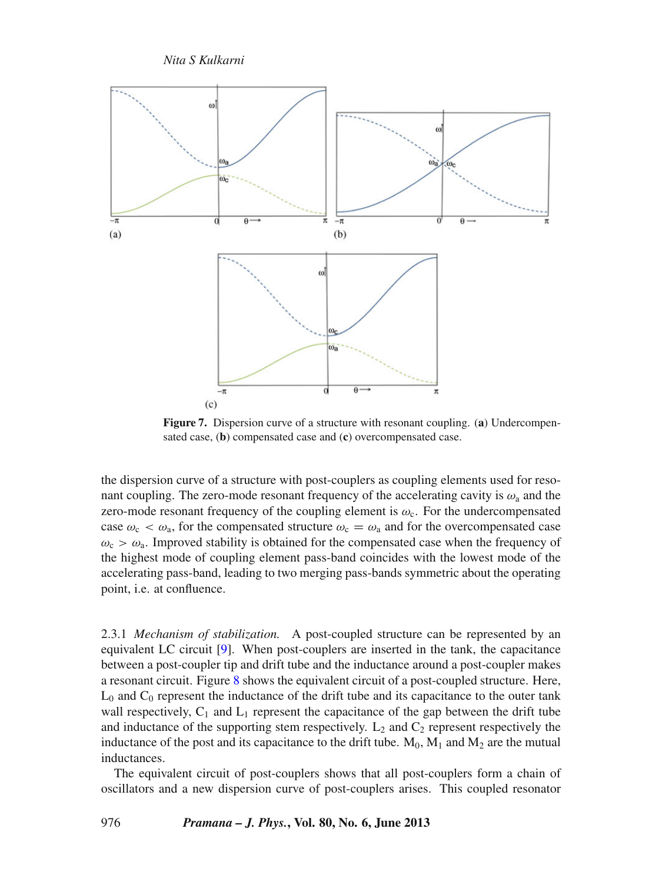**Figure 7.** Dispersion curve of a structure with resonant coupling. (**a**) Undercompensated case, (**b**) compensated case and (**c**) overcompensated case.

the dispersion curve of a structure with post-couplers as coupling elements used for resonant coupling. The zero-mode resonant frequency of the accelerating cavity is $\omega_a$ and the zero-mode resonant frequency of the coupling element is $\omega_c$. For the undercompensated case $\omega_c < \omega_a$, for the compensated structure $\omega_c = \omega_a$ and for the overcompensated case $\omega_c > \omega_a$. Improved stability is obtained for the compensated case when the frequency of the highest mode of coupling element pass-band coincides with the lowest mode of the accelerating pass-band, leading to two merging pass-bands symmetric about the operating point, i.e. at confluence.

2.3.1 *Mechanism of stabilization.* A post-coupled structure can be represented by an equivalent LC circuit [9]. When post-couplers are inserted in the tank, the capacitance between a post-coupler tip and drift tube and the inductance around a post-coupler makes a resonant circuit. Figure 8 shows the equivalent circuit of a post-coupled structure. Here, $L_0$ and $C_0$ represent the inductance of the drift tube and its capacitance to the outer tank wall respectively, $C_1$ and $L_1$ represent the capacitance of the gap between the drift tube and inductance of the supporting stem respectively. $L_2$ and $C_2$ represent respectively the inductance of the post and its capacitance to the drift tube. $M_0$, $M_1$ and $M_2$ are the mutual inductances.

The equivalent circuit of post-couplers shows that all post-couplers form a chain of oscillators and a new dispersion curve of post-couplers arises. This coupled resonator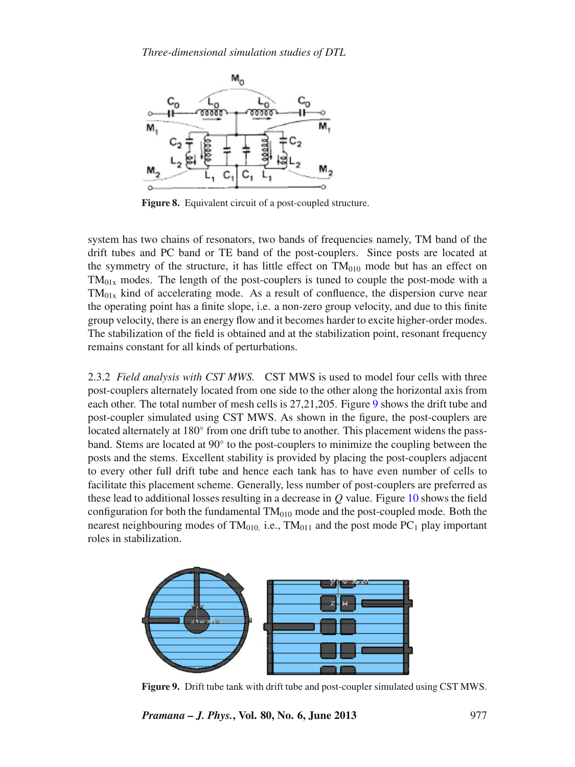**Figure 8.** Equivalent circuit of a post-coupled structure.

system has two chains of resonators, two bands of frequencies namely, TM band of the drift tubes and PC band or TE band of the post-couplers. Since posts are located at the symmetry of the structure, it has little effect on $TM_{010}$ mode but has an effect on $TM_{01x}$ modes. The length of the post-couplers is tuned to couple the post-mode with a $TM_{01x}$ kind of accelerating mode. As a result of confluence, the dispersion curve near the operating point has a finite slope, i.e. a non-zero group velocity, and due to this finite group velocity, there is an energy flow and it becomes harder to excite higher-order modes. The stabilization of the field is obtained and at the stabilization point, resonant frequency remains constant for all kinds of perturbations.

2.3.2 *Field analysis with CST MWS.* CST MWS is used to model four cells with three post-couplers alternately located from one side to the other along the horizontal axis from each other. The total number of mesh cells is 27,21,205. Figure 9 shows the drift tube and post-coupler simulated using CST MWS. As shown in the figure, the post-couplers are located alternately at 180° from one drift tube to another. This placement widens the pass-band. Stems are located at 90° to the post-couplers to minimize the coupling between the posts and the stems. Excellent stability is provided by placing the post-couplers adjacent to every other full drift tube and hence each tank has to have even number of cells to facilitate this placement scheme. Generally, less number of post-couplers are preferred as these lead to additional losses resulting in a decrease in $Q$ value. Figure 10 shows the field configuration for both the fundamental $TM_{010}$ mode and the post-coupled mode. Both the nearest neighbouring modes of $TM_{010}$, i.e., $TM_{011}$ and the post mode $PC_1$ play important roles in stabilization.

**Figure 9.** Drift tube tank with drift tube and post-coupler simulated using CST MWS.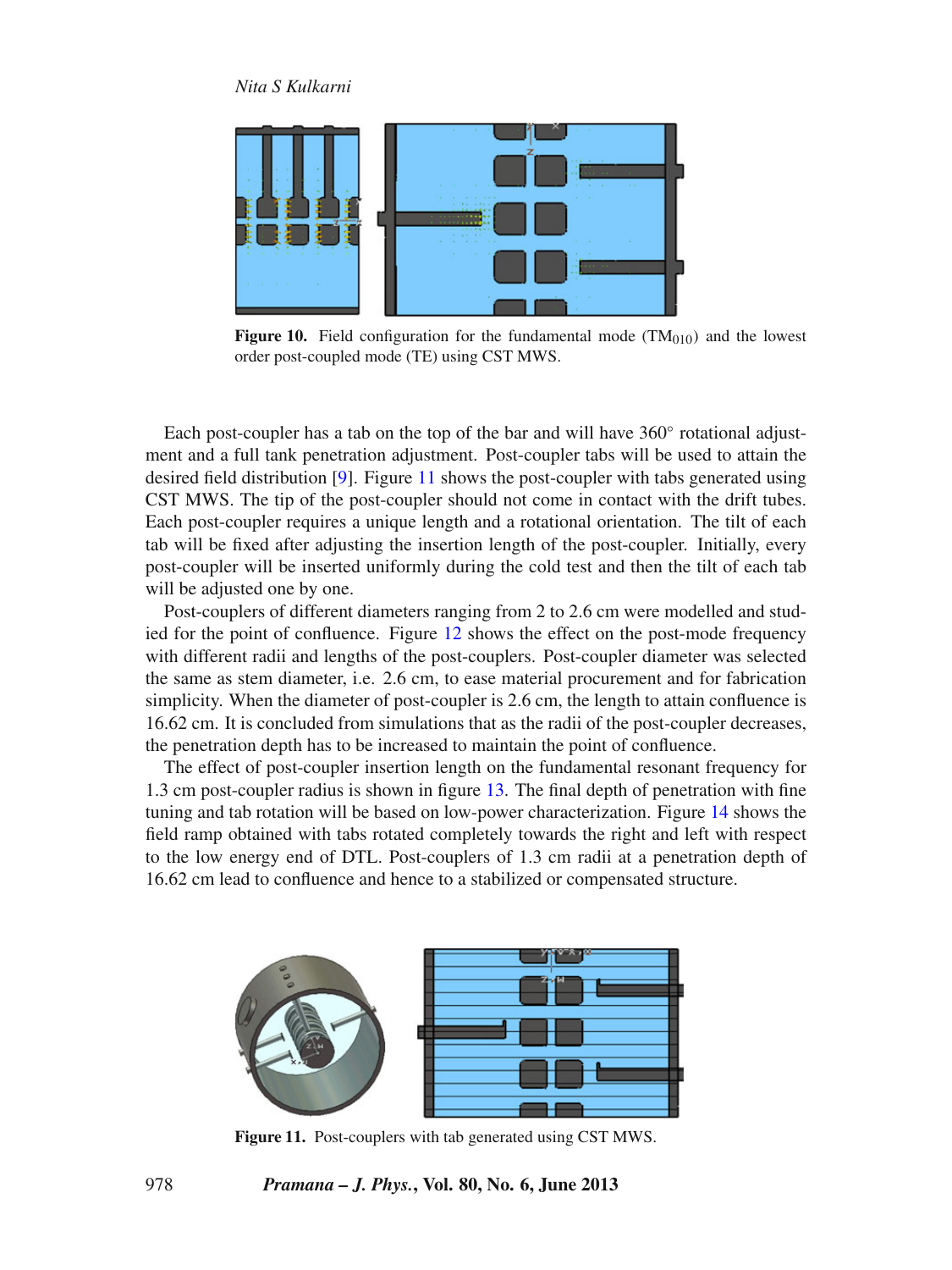**Figure 10.** Field configuration for the fundamental mode ($TM_{010}$) and the lowest order post-coupled mode (TE) using CST MWS.

Each post-coupler has a tab on the top of the bar and will have 360° rotational adjustment and a full tank penetration adjustment. Post-coupler tabs will be used to attain the desired field distribution [9]. Figure 11 shows the post-coupler with tabs generated using CST MWS. The tip of the post-coupler should not come in contact with the drift tubes. Each post-coupler requires a unique length and a rotational orientation. The tilt of each tab will be fixed after adjusting the insertion length of the post-coupler. Initially, every post-coupler will be inserted uniformly during the cold test and then the tilt of each tab will be adjusted one by one.

Post-couplers of different diameters ranging from 2 to 2.6 cm were modelled and studied for the point of confluence. Figure 12 shows the effect on the post-mode frequency with different radii and lengths of the post-couplers. Post-coupler diameter was selected the same as stem diameter, i.e. 2.6 cm, to ease material procurement and for fabrication simplicity. When the diameter of post-coupler is 2.6 cm, the length to attain confluence is 16.62 cm. It is concluded from simulations that as the radii of the post-coupler decreases, the penetration depth has to be increased to maintain the point of confluence.

The effect of post-coupler insertion length on the fundamental resonant frequency for 1.3 cm post-coupler radius is shown in figure 13. The final depth of penetration with fine tuning and tab rotation will be based on low-power characterization. Figure 14 shows the field ramp obtained with tabs rotated completely towards the right and left with respect to the low energy end of DTL. Post-couplers of 1.3 cm radii at a penetration depth of 16.62 cm lead to confluence and hence to a stabilized or compensated structure.

**Figure 11.** Post-couplers with tab generated using CST MWS.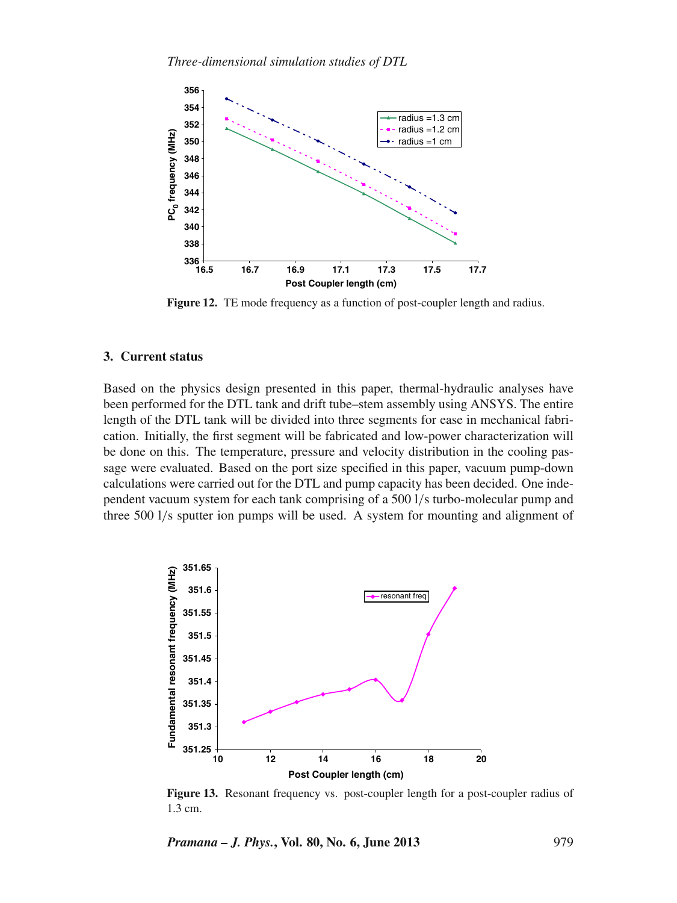**Figure 12.** TE mode frequency as a function of post-coupler length and radius.

## 3. Current status

Based on the physics design presented in this paper, thermal-hydraulic analyses have been performed for the DTL tank and drift tube–stem assembly using ANSYS. The entire length of the DTL tank will be divided into three segments for ease in mechanical fabrication. Initially, the first segment will be fabricated and low-power characterization will be done on this. The temperature, pressure and velocity distribution in the cooling passage were evaluated. Based on the port size specified in this paper, vacuum pump-down calculations were carried out for the DTL and pump capacity has been decided. One independent vacuum system for each tank comprising of a 500 l/s turbo-molecular pump and three 500 l/s sputter ion pumps will be used. A system for mounting and alignment of

**Figure 13.** Resonant frequency vs. post-coupler length for a post-coupler radius of 1.3 cm.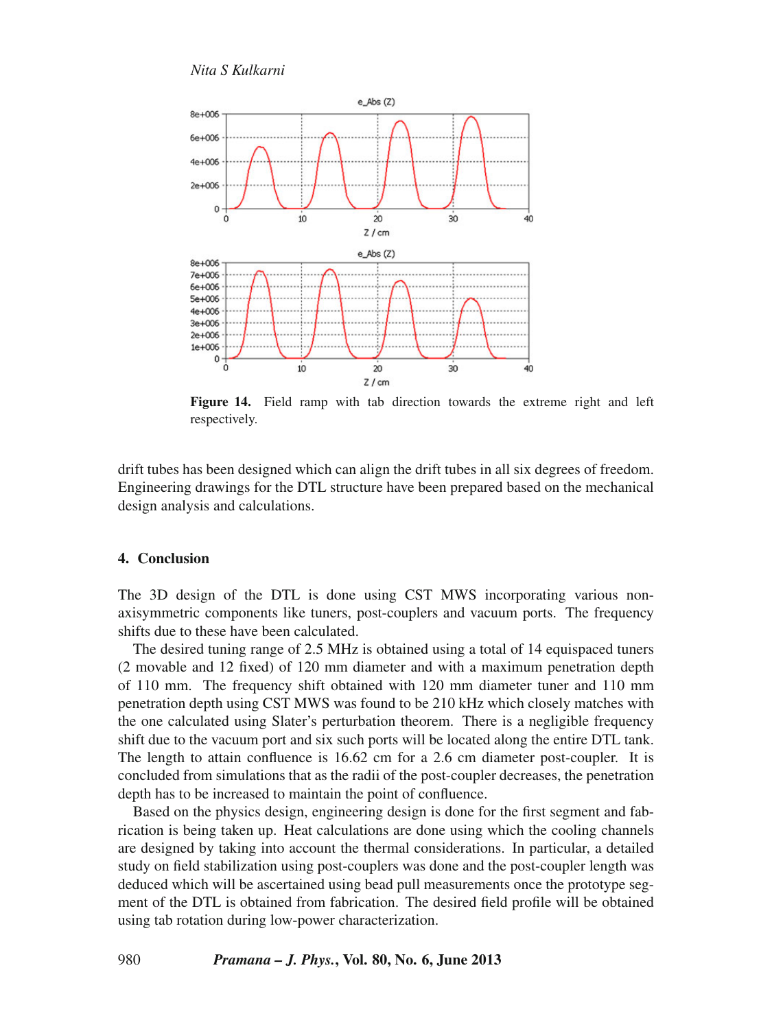**Figure 14.** Field ramp with tab direction towards the extreme right and left respectively.

drift tubes has been designed which can align the drift tubes in all six degrees of freedom. Engineering drawings for the DTL structure have been prepared based on the mechanical design analysis and calculations.

## 4. Conclusion

The 3D design of the DTL is done using CST MWS incorporating various non-axisymmetric components like tuners, post-couplers and vacuum ports. The frequency shifts due to these have been calculated.

The desired tuning range of 2.5 MHz is obtained using a total of 14 equispaced tuners (2 movable and 12 fixed) of 120 mm diameter and with a maximum penetration depth of 110 mm. The frequency shift obtained with 120 mm diameter tuner and 110 mm penetration depth using CST MWS was found to be 210 kHz which closely matches with the one calculated using Slater's perturbation theorem. There is a negligible frequency shift due to the vacuum port and six such ports will be located along the entire DTL tank. The length to attain confluence is 16.62 cm for a 2.6 cm diameter post-coupler. It is concluded from simulations that as the radii of the post-coupler decreases, the penetration depth has to be increased to maintain the point of confluence.

Based on the physics design, engineering design is done for the first segment and fabrication is being taken up. Heat calculations are done using which the cooling channels are designed by taking into account the thermal considerations. In particular, a detailed study on field stabilization using post-couplers was done and the post-coupler length was deduced which will be ascertained using bead pull measurements once the prototype segment of the DTL is obtained from fabrication. The desired field profile will be obtained using tab rotation during low-power characterization.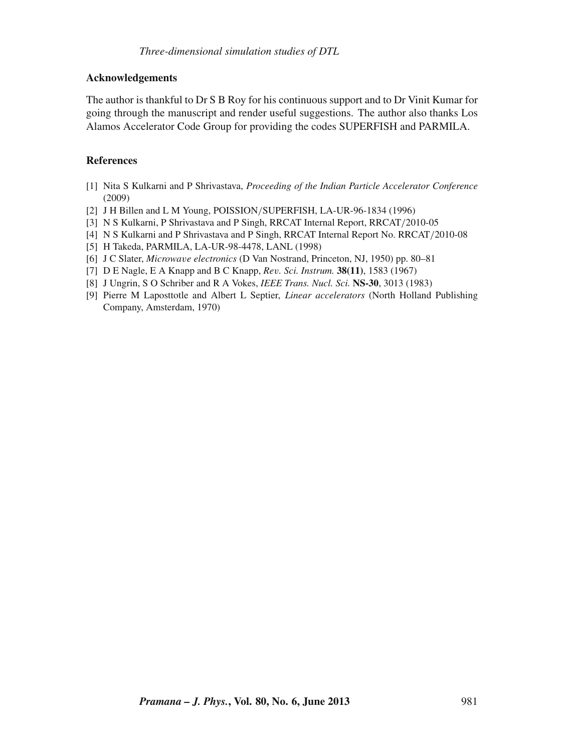## Acknowledgements

The author is thankful to Dr S B Roy for his continuous support and to Dr Vinit Kumar for going through the manuscript and render useful suggestions. The author also thanks Los Alamos Accelerator Code Group for providing the codes SUPERFISH and PARMILA.

## References

[1] Nita S Kulkarni and P Shrivastava, *Proceeding of the Indian Particle Accelerator Conference* (2009)

[2] J H Billen and L M Young, POISSION/SUPERFISH, LA-UR-96-1834 (1996)

[3] N S Kulkarni, P Shrivastava and P Singh, RRCAT Internal Report, RRCAT/2010-05

[4] N S Kulkarni and P Shrivastava and P Singh, RRCAT Internal Report No. RRCAT/2010-08

[5] H Takeda, PARMILA, LA-UR-98-4478, LANL (1998)

[6] J C Slater, *Microwave electronics* (D Van Nostrand, Princeton, NJ, 1950) pp. 80–81

[7] D E Nagle, E A Knapp and B C Knapp, *Rev. Sci. Instrum.* **38(11)**, 1583 (1967)

[8] J Ungrin, S O Schriber and R A Vokes, *IEEE Trans. Nucl. Sci.* **NS-30**, 3013 (1983)

[9] Pierre M Laposttotle and Albert L Septier, *Linear accelerators* (North Holland Publishing Company, Amsterdam, 1970)